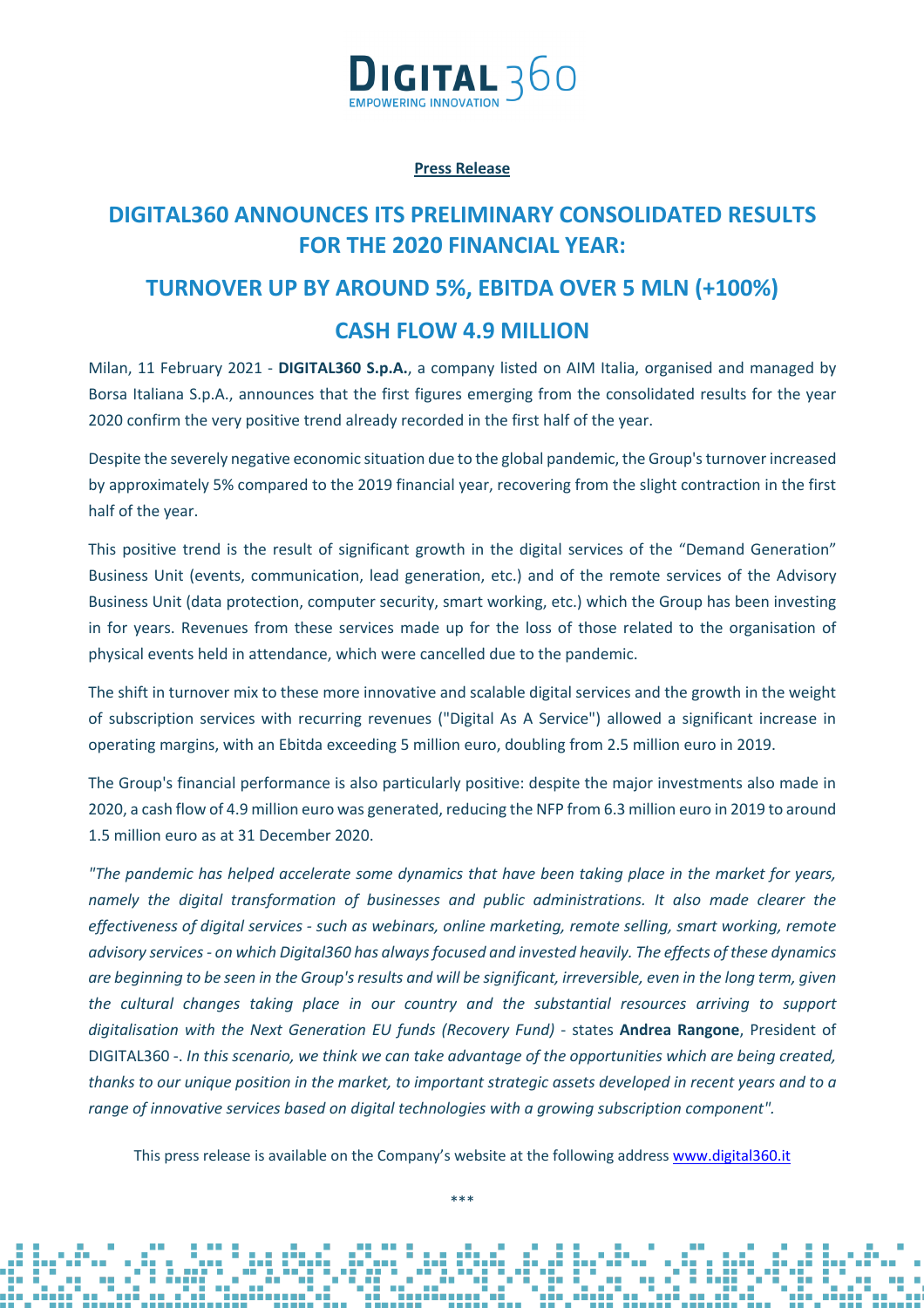DIGITAL 360
EMPOWERING INNOVATION

**Press Release**

# DIGITAL360 ANNOUNCES ITS PRELIMINARY CONSOLIDATED RESULTS FOR THE 2020 FINANCIAL YEAR:

## TURNOVER UP BY AROUND 5%, EBITDA OVER 5 MLN (+100%)

## CASH FLOW 4.9 MILLION

Milan, 11 February 2021 - **DIGITAL360 S.p.A.**, a company listed on AIM Italia, organised and managed by Borsa Italiana S.p.A., announces that the first figures emerging from the consolidated results for the year 2020 confirm the very positive trend already recorded in the first half of the year.

Despite the severely negative economic situation due to the global pandemic, the Group's turnover increased by approximately 5% compared to the 2019 financial year, recovering from the slight contraction in the first half of the year.

This positive trend is the result of significant growth in the digital services of the "Demand Generation" Business Unit (events, communication, lead generation, etc.) and of the remote services of the Advisory Business Unit (data protection, computer security, smart working, etc.) which the Group has been investing in for years. Revenues from these services made up for the loss of those related to the organisation of physical events held in attendance, which were cancelled due to the pandemic.

The shift in turnover mix to these more innovative and scalable digital services and the growth in the weight of subscription services with recurring revenues ("Digital As A Service") allowed a significant increase in operating margins, with an Ebitda exceeding 5 million euro, doubling from 2.5 million euro in 2019.

The Group's financial performance is also particularly positive: despite the major investments also made in 2020, a cash flow of 4.9 million euro was generated, reducing the NFP from 6.3 million euro in 2019 to around 1.5 million euro as at 31 December 2020.

*"The pandemic has helped accelerate some dynamics that have been taking place in the market for years, namely the digital transformation of businesses and public administrations. It also made clearer the effectiveness of digital services - such as webinars, online marketing, remote selling, smart working, remote advisory services - on which Digital360 has always focused and invested heavily. The effects of these dynamics are beginning to be seen in the Group's results and will be significant, irreversible, even in the long term, given the cultural changes taking place in our country and the substantial resources arriving to support digitalisation with the Next Generation EU funds (Recovery Fund)* - states **Andrea Rangone**, President of DIGITAL360 -. *In this scenario, we think we can take advantage of the opportunities which are being created, thanks to our unique position in the market, to important strategic assets developed in recent years and to a range of innovative services based on digital technologies with a growing subscription component".*

This press release is available on the Company's website at the following address www.digital360.it

***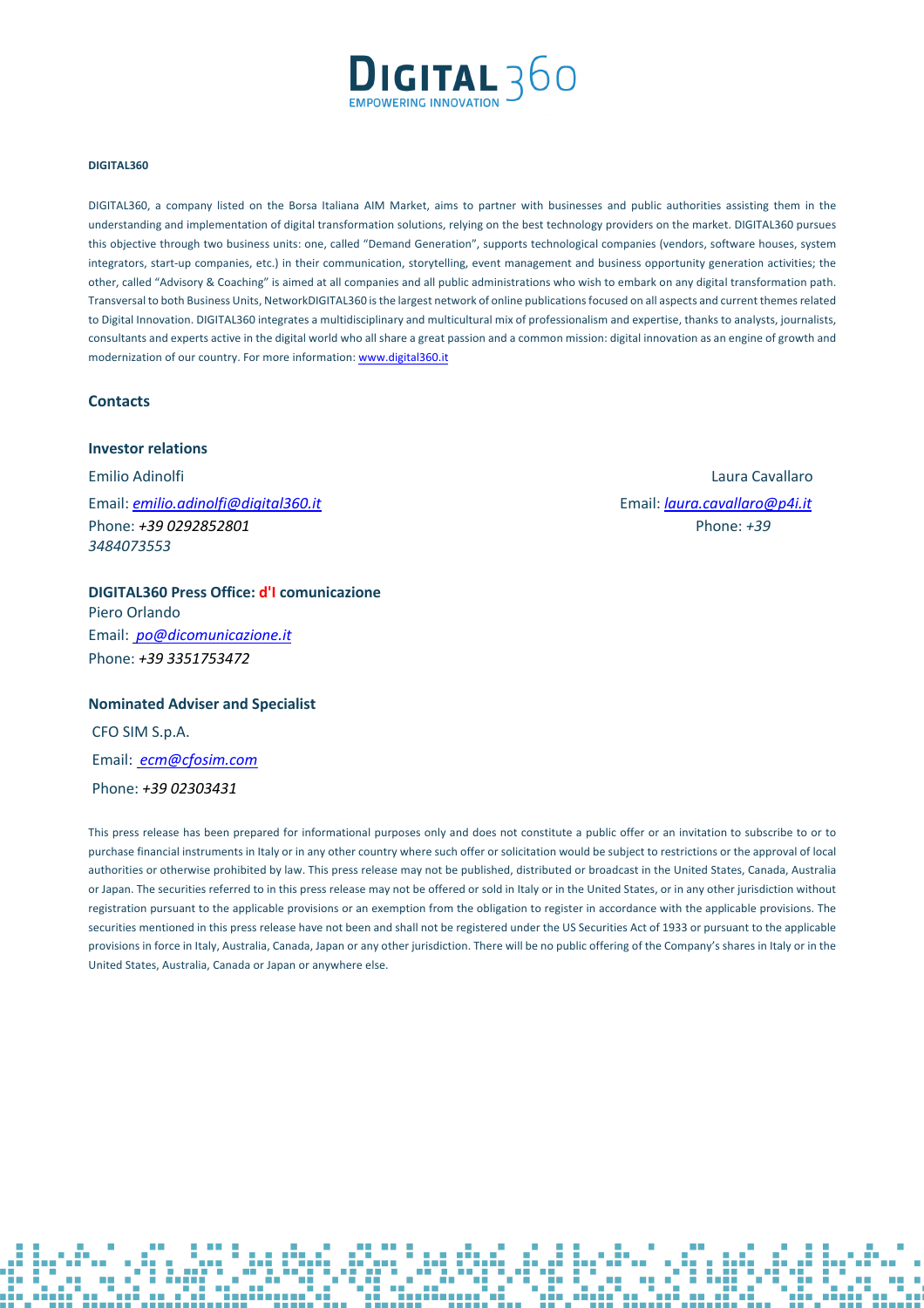**DIGITAL360**

DIGITAL360, a company listed on the Borsa Italiana AIM Market, aims to partner with businesses and public authorities assisting them in the understanding and implementation of digital transformation solutions, relying on the best technology providers on the market. DIGITAL360 pursues this objective through two business units: one, called "Demand Generation", supports technological companies (vendors, software houses, system integrators, start-up companies, etc.) in their communication, storytelling, event management and business opportunity generation activities; the other, called "Advisory & Coaching" is aimed at all companies and all public administrations who wish to embark on any digital transformation path. Transversal to both Business Units, NetworkDIGITAL360 is the largest network of online publications focused on all aspects and current themes related to Digital Innovation. DIGITAL360 integrates a multidisciplinary and multicultural mix of professionalism and expertise, thanks to analysts, journalists, consultants and experts active in the digital world who all share a great passion and a common mission: digital innovation as an engine of growth and modernization of our country. For more information: www.digital360.it

## Contacts

### Investor relations

Emilio Adinolfi
Email: *emilio.adinolfi@digital360.it*
Phone: *+39 0292852801 3484073553*

Laura Cavallaro
Email: *laura.cavallaro@p4i.it*
Phone: *+39*

### DIGITAL360 Press Office: d'I comunicazione

Piero Orlando
Email: *po@dicomunicazione.it*
Phone: *+39 3351753472*

### Nominated Adviser and Specialist

CFO SIM S.p.A.
Email: *ecm@cfosim.com*
Phone: *+39 02303431*

This press release has been prepared for informational purposes only and does not constitute a public offer or an invitation to subscribe to or to purchase financial instruments in Italy or in any other country where such offer or solicitation would be subject to restrictions or the approval of local authorities or otherwise prohibited by law. This press release may not be published, distributed or broadcast in the United States, Canada, Australia or Japan. The securities referred to in this press release may not be offered or sold in Italy or in the United States, or in any other jurisdiction without registration pursuant to the applicable provisions or an exemption from the obligation to register in accordance with the applicable provisions. The securities mentioned in this press release have not been and shall not be registered under the US Securities Act of 1933 or pursuant to the applicable provisions in force in Italy, Australia, Canada, Japan or any other jurisdiction. There will be no public offering of the Company's shares in Italy or in the United States, Australia, Canada or Japan or anywhere else.